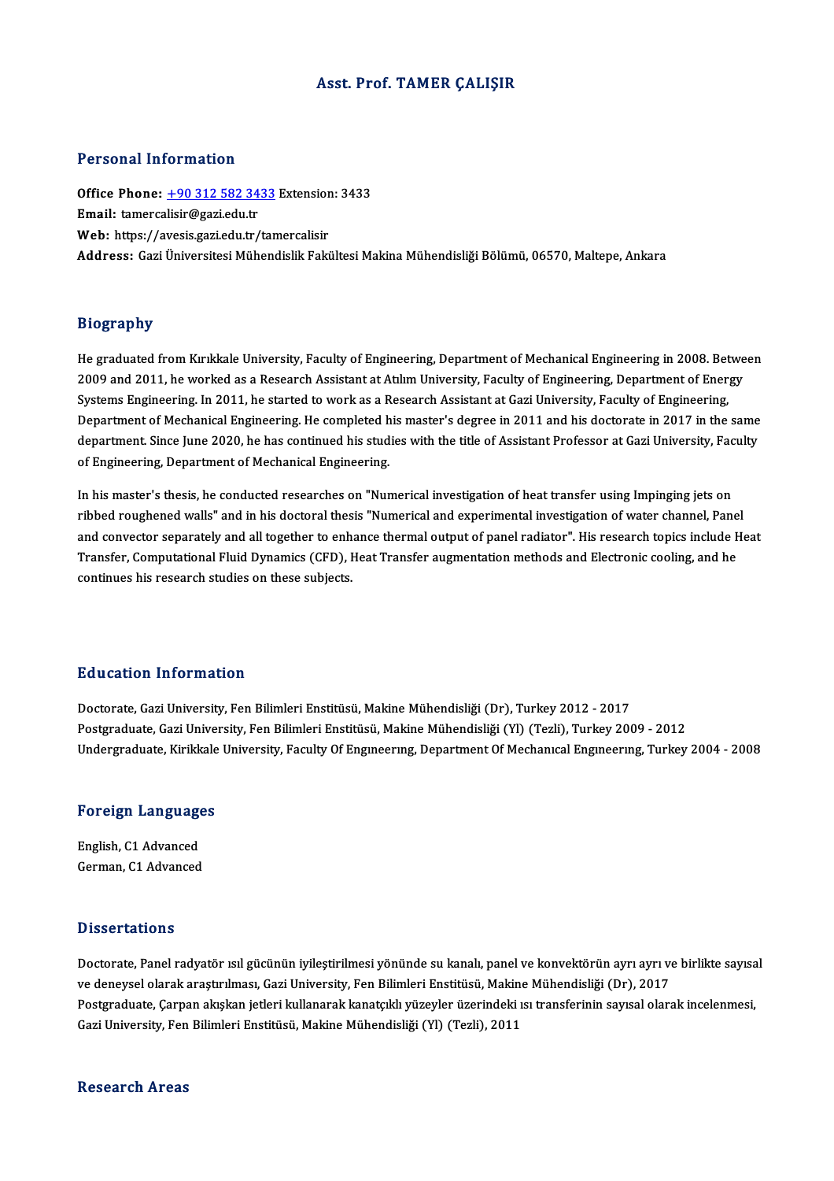# Asst. Prof. TAMER ÇALIŞIR

## Personal Information

**Office Phone:** +90 312 582 3433 Extension: 3433
**Email:** tamercalisir@gazi.edu.tr
**Web:** https://avesis.gazi.edu.tr/tamercalisir
**Address:** Gazi Üniversitesi Mühendislik Fakültesi Makina Mühendisliği Bölümü, 06570, Maltepe, Ankara

## Biography

He graduated from Kırıkkale University, Faculty of Engineering, Department of Mechanical Engineering in 2008. Between 2009 and 2011, he worked as a Research Assistant at Atılım University, Faculty of Engineering, Department of Energy Systems Engineering. In 2011, he started to work as a Research Assistant at Gazi University, Faculty of Engineering, Department of Mechanical Engineering. He completed his master's degree in 2011 and his doctorate in 2017 in the same department. Since June 2020, he has continued his studies with the title of Assistant Professor at Gazi University, Faculty of Engineering, Department of Mechanical Engineering.

In his master's thesis, he conducted researches on "Numerical investigation of heat transfer using Impinging jets on ribbed roughened walls" and in his doctoral thesis "Numerical and experimental investigation of water channel, Panel and convector separately and all together to enhance thermal output of panel radiator". His research topics include Heat Transfer, Computational Fluid Dynamics (CFD), Heat Transfer augmentation methods and Electronic cooling, and he continues his research studies on these subjects.

## Education Information

Doctorate, Gazi University, Fen Bilimleri Enstitüsü, Makine Mühendisliği (Dr), Turkey 2012 - 2017
Postgraduate, Gazi University, Fen Bilimleri Enstitüsü, Makine Mühendisliği (Yl) (Tezli), Turkey 2009 - 2012
Undergraduate, Kirikkale University, Faculty Of Engıneerıng, Department Of Mechanıcal Engıneerıng, Turkey 2004 - 2008

## Foreign Languages

English, C1 Advanced
German, C1 Advanced

## Dissertations

Doctorate, Panel radyatör ısıl gücünün iyileştirilmesi yönünde su kanalı, panel ve konvektörün ayrı ayrı ve birlikte sayısal ve deneysel olarak araştırılması, Gazi University, Fen Bilimleri Enstitüsü, Makine Mühendisliği (Dr), 2017
Postgraduate, Çarpan akışkan jetleri kullanarak kanatçıklı yüzeyler üzerindeki ısı transferinin sayısal olarak incelenmesi, Gazi University, Fen Bilimleri Enstitüsü, Makine Mühendisliği (Yl) (Tezli), 2011

## Research Areas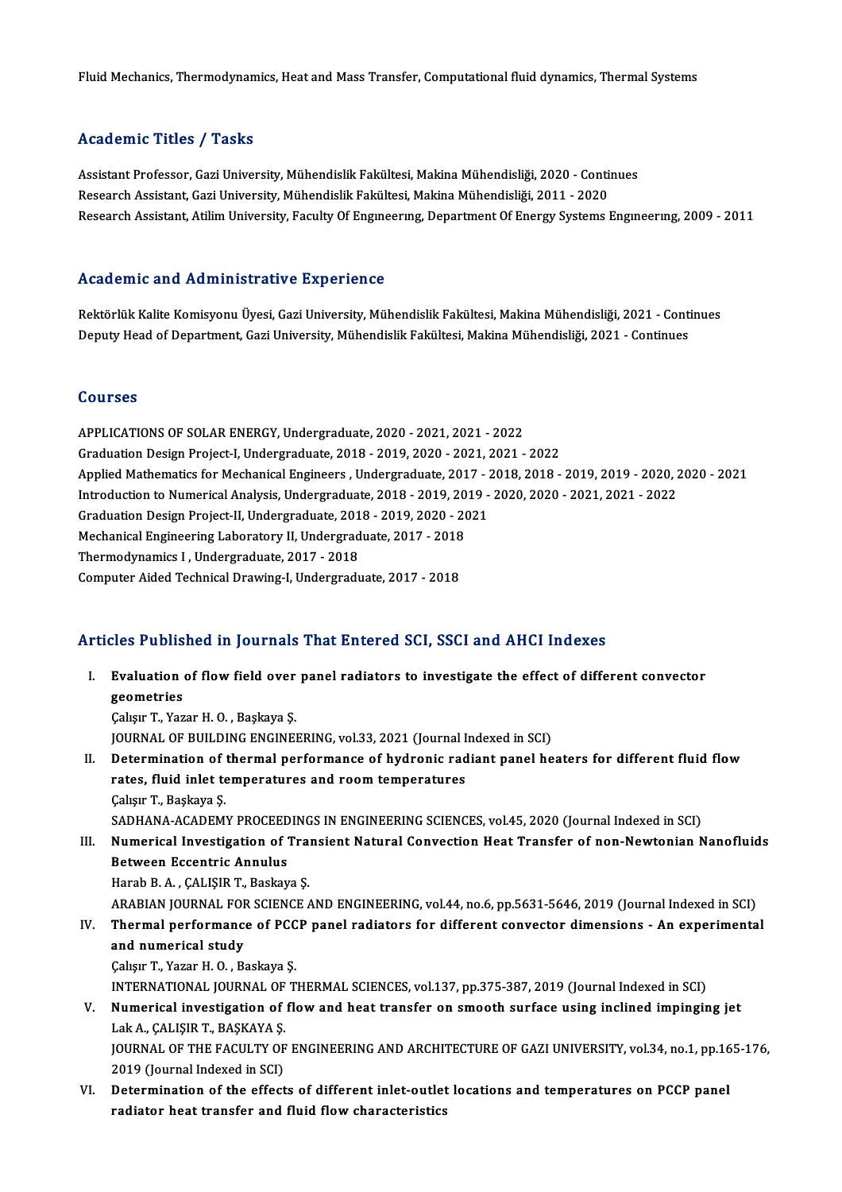Fluid Mechanics, Thermodynamics, Heat and Mass Transfer, Computational fluid dynamics, Thermal Systems

## Academic Titles / Tasks

Assistant Professor, Gazi University, Mühendislik Fakültesi, Makina Mühendisliği, 2020 - Continues
Research Assistant, Gazi University, Mühendislik Fakültesi, Makina Mühendisliği, 2011 - 2020
Research Assistant, Atilim University, Faculty Of Engıneerıng, Department Of Energy Systems Engıneerıng, 2009 - 2011

## Academic and Administrative Experience

Rektörlük Kalite Komisyonu Üyesi, Gazi University, Mühendislik Fakültesi, Makina Mühendisliği, 2021 - Continues
Deputy Head of Department, Gazi University, Mühendislik Fakültesi, Makina Mühendisliği, 2021 - Continues

## Courses

APPLICATIONS OF SOLAR ENERGY, Undergraduate, 2020 - 2021, 2021 - 2022
Graduation Design Project-I, Undergraduate, 2018 - 2019, 2020 - 2021, 2021 - 2022
Applied Mathematics for Mechanical Engineers , Undergraduate, 2017 - 2018, 2018 - 2019, 2019 - 2020, 2020 - 2021
Introduction to Numerical Analysis, Undergraduate, 2018 - 2019, 2019 - 2020, 2020 - 2021, 2021 - 2022
Graduation Design Project-II, Undergraduate, 2018 - 2019, 2020 - 2021
Mechanical Engineering Laboratory II, Undergraduate, 2017 - 2018
Thermodynamics I , Undergraduate, 2017 - 2018
Computer Aided Technical Drawing-I, Undergraduate, 2017 - 2018

## Articles Published in Journals That Entered SCI, SSCI and AHCI Indexes

I. **Evaluation of flow field over panel radiators to investigate the effect of different convector geometries**
Çalışır T., Yazar H. O. , Başkaya Ş.
JOURNAL OF BUILDING ENGINEERING, vol.33, 2021 (Journal Indexed in SCI)

II. **Determination of thermal performance of hydronic radiant panel heaters for different fluid flow rates, fluid inlet temperatures and room temperatures**
Çalışır T., Başkaya Ş.
SADHANA-ACADEMY PROCEEDINGS IN ENGINEERING SCIENCES, vol.45, 2020 (Journal Indexed in SCI)

III. **Numerical Investigation of Transient Natural Convection Heat Transfer of non-Newtonian Nanofluids Between Eccentric Annulus**
Harab B. A. , ÇALIŞIR T., Baskaya Ş.
ARABIAN JOURNAL FOR SCIENCE AND ENGINEERING, vol.44, no.6, pp.5631-5646, 2019 (Journal Indexed in SCI)

IV. **Thermal performance of PCCP panel radiators for different convector dimensions - An experimental and numerical study**
Çalışır T., Yazar H. O. , Baskaya Ş.
INTERNATIONAL JOURNAL OF THERMAL SCIENCES, vol.137, pp.375-387, 2019 (Journal Indexed in SCI)

V. **Numerical investigation of flow and heat transfer on smooth surface using inclined impinging jet**
Lak A., ÇALIŞIR T., BAŞKAYA Ş.
JOURNAL OF THE FACULTY OF ENGINEERING AND ARCHITECTURE OF GAZI UNIVERSITY, vol.34, no.1, pp.165-176, 2019 (Journal Indexed in SCI)

VI. **Determination of the effects of different inlet-outlet locations and temperatures on PCCP panel radiator heat transfer and fluid flow characteristics**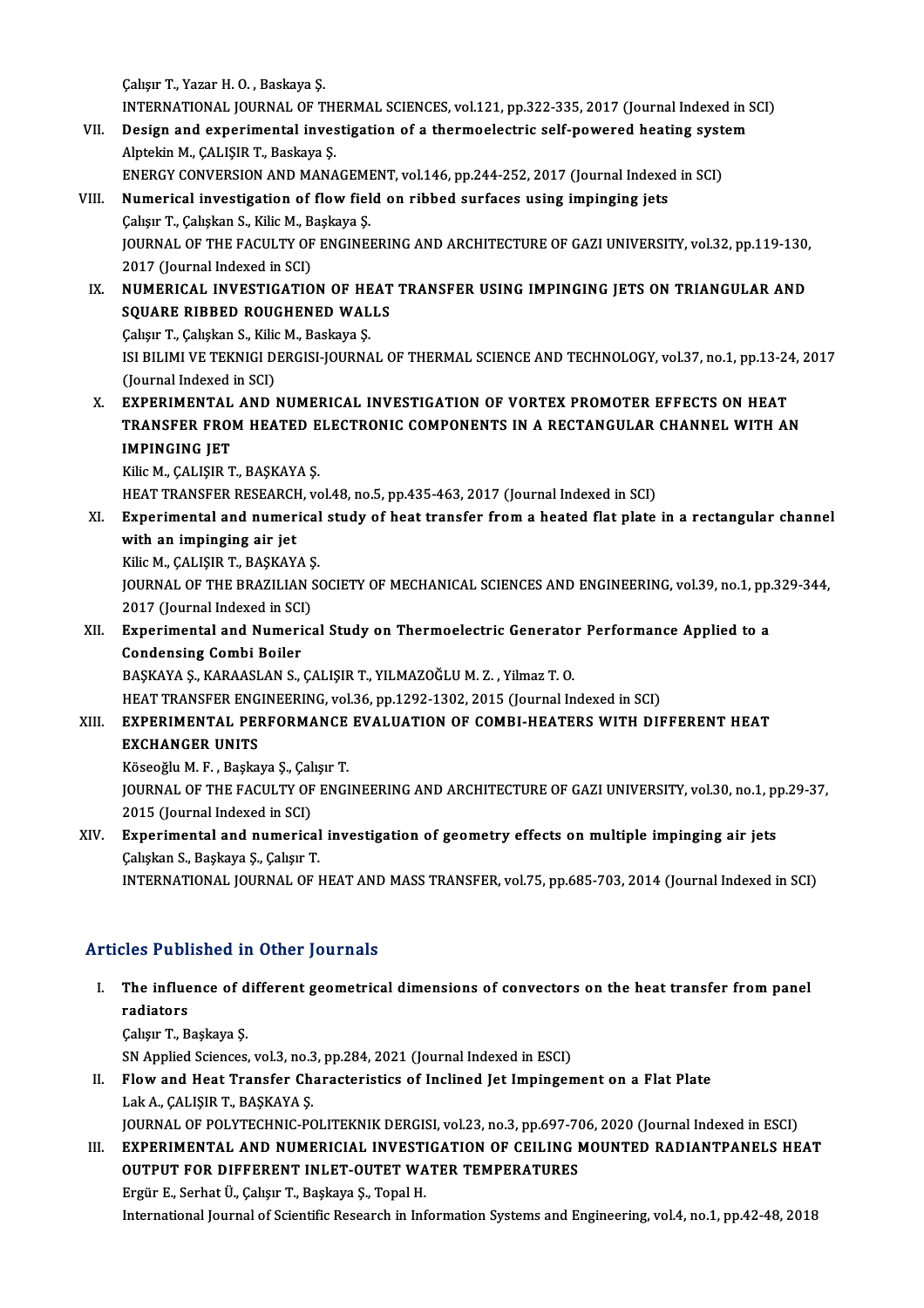Çalışır T., Yazar H. O. , Baskaya Ş.
INTERNATIONAL JOURNAL OF THERMAL SCIENCES, vol.121, pp.322-335, 2017 (Journal Indexed in SCI)

VII. **Design and experimental investigation of a thermoelectric self-powered heating system**
Alptekin M., ÇALIŞIR T., Baskaya Ş.
ENERGY CONVERSION AND MANAGEMENT, vol.146, pp.244-252, 2017 (Journal Indexed in SCI)

VIII. **Numerical investigation of flow field on ribbed surfaces using impinging jets**
Çalışır T., Çalışkan S., Kilic M., Başkaya Ş.
JOURNAL OF THE FACULTY OF ENGINEERING AND ARCHITECTURE OF GAZI UNIVERSITY, vol.32, pp.119-130, 2017 (Journal Indexed in SCI)

IX. **NUMERICAL INVESTIGATION OF HEAT TRANSFER USING IMPINGING JETS ON TRIANGULAR AND SQUARE RIBBED ROUGHENED WALLS**
Çalışır T., Çalışkan S., Kilic M., Baskaya Ş.
ISI BILIMI VE TEKNIGI DERGISI-JOURNAL OF THERMAL SCIENCE AND TECHNOLOGY, vol.37, no.1, pp.13-24, 2017 (Journal Indexed in SCI)

X. **EXPERIMENTAL AND NUMERICAL INVESTIGATION OF VORTEX PROMOTER EFFECTS ON HEAT TRANSFER FROM HEATED ELECTRONIC COMPONENTS IN A RECTANGULAR CHANNEL WITH AN IMPINGING JET**
Kilic M., ÇALIŞIR T., BAŞKAYA Ş.
HEAT TRANSFER RESEARCH, vol.48, no.5, pp.435-463, 2017 (Journal Indexed in SCI)

XI. **Experimental and numerical study of heat transfer from a heated flat plate in a rectangular channel with an impinging air jet**
Kilic M., ÇALIŞIR T., BAŞKAYA Ş.
JOURNAL OF THE BRAZILIAN SOCIETY OF MECHANICAL SCIENCES AND ENGINEERING, vol.39, no.1, pp.329-344, 2017 (Journal Indexed in SCI)

XII. **Experimental and Numerical Study on Thermoelectric Generator Performance Applied to a Condensing Combi Boiler**
BAŞKAYA Ş., KARAASLAN S., ÇALIŞIR T., YILMAZOĞLU M. Z. , Yilmaz T. O.
HEAT TRANSFER ENGINEERING, vol.36, pp.1292-1302, 2015 (Journal Indexed in SCI)

XIII. **EXPERIMENTAL PERFORMANCE EVALUATION OF COMBI-HEATERS WITH DIFFERENT HEAT EXCHANGER UNITS**
Köseoğlu M. F. , Başkaya Ş., Çalışır T.
JOURNAL OF THE FACULTY OF ENGINEERING AND ARCHITECTURE OF GAZI UNIVERSITY, vol.30, no.1, pp.29-37, 2015 (Journal Indexed in SCI)

XIV. **Experimental and numerical investigation of geometry effects on multiple impinging air jets**
Çalışkan S., Başkaya Ş., Çalışır T.
INTERNATIONAL JOURNAL OF HEAT AND MASS TRANSFER, vol.75, pp.685-703, 2014 (Journal Indexed in SCI)

## Articles Published in Other Journals

I. **The influence of different geometrical dimensions of convectors on the heat transfer from panel radiators**
Çalışır T., Başkaya Ş.
SN Applied Sciences, vol.3, no.3, pp.284, 2021 (Journal Indexed in ESCI)

II. **Flow and Heat Transfer Characteristics of Inclined Jet Impingement on a Flat Plate**
Lak A., ÇALIŞIR T., BAŞKAYA Ş.
JOURNAL OF POLYTECHNIC-POLITEKNIK DERGISI, vol.23, no.3, pp.697-706, 2020 (Journal Indexed in ESCI)

III. **EXPERIMENTAL AND NUMERICIAL INVESTIGATION OF CEILING MOUNTED RADIANTPANELS HEAT OUTPUT FOR DIFFERENT INLET-OUTET WATER TEMPERATURES**
Ergür E., Serhat Ü., Çalışır T., Başkaya Ş., Topal H.
International Journal of Scientific Research in Information Systems and Engineering, vol.4, no.1, pp.42-48, 2018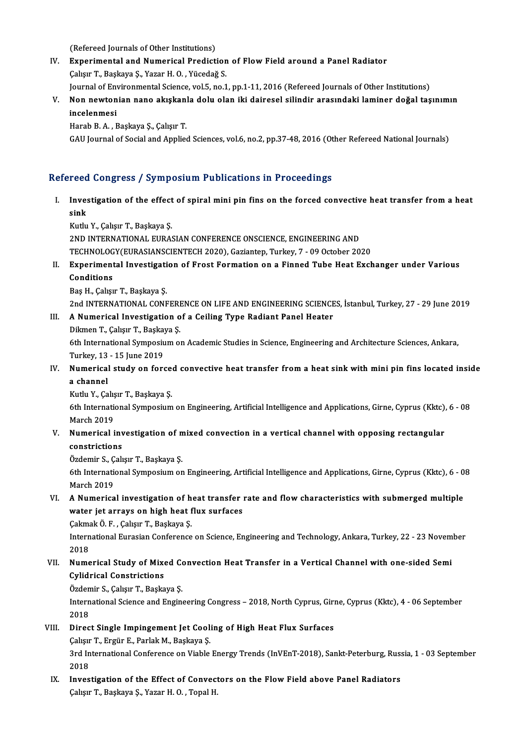(Refereed Journals of Other Institutions)

IV. **Experimental and Numerical Prediction of Flow Field around a Panel Radiator**
Çalışır T., Başkaya Ş., Yazar H. O. , Yücedağ S.
Journal of Environmental Science, vol.5, no.1, pp.1-11, 2016 (Refereed Journals of Other Institutions)

V. **Non newtonian nano akışkanla dolu olan iki dairesel silindir arasındaki laminer doğal taşınımın incelenmesi**
Harab B. A. , Başkaya Ş., Çalışır T.
GAU Journal of Social and Applied Sciences, vol.6, no.2, pp.37-48, 2016 (Other Refereed National Journals)

## Refereed Congress / Symposium Publications in Proceedings

I. **Investigation of the effect of spiral mini pin fins on the forced convective heat transfer from a heat sink**
Kutlu Y., Çalışır T., Başkaya Ş.
2ND INTERNATIONAL EURASIAN CONFERENCE ONSCIENCE, ENGINEERING AND TECHNOLOGY(EURASIANSCIENTECH 2020), Gaziantep, Turkey, 7 - 09 October 2020

II. **Experimental Investigation of Frost Formation on a Finned Tube Heat Exchanger under Various Conditions**
Baş H., Çalışır T., Başkaya Ş.
2nd INTERNATIONAL CONFERENCE ON LIFE AND ENGINEERING SCIENCES, İstanbul, Turkey, 27 - 29 June 2019

III. **A Numerical Investigation of a Ceiling Type Radiant Panel Heater**
Dikmen T., Çalışır T., Başkaya Ş.
6th International Symposium on Academic Studies in Science, Engineering and Architecture Sciences, Ankara, Turkey, 13 - 15 June 2019

IV. **Numerical study on forced convective heat transfer from a heat sink with mini pin fins located inside a channel**
Kutlu Y., Çalışır T., Başkaya Ş.
6th International Symposium on Engineering, Artificial Intelligence and Applications, Girne, Cyprus (Kktc), 6 - 08 March 2019

V. **Numerical investigation of mixed convection in a vertical channel with opposing rectangular constrictions**
Özdemir S., Çalışır T., Başkaya Ş.
6th International Symposium on Engineering, Artificial Intelligence and Applications, Girne, Cyprus (Kktc), 6 - 08 March 2019

VI. **A Numerical investigation of heat transfer rate and flow characteristics with submerged multiple water jet arrays on high heat flux surfaces**
Çakmak Ö. F. , Çalışır T., Başkaya Ş.
International Eurasian Conference on Science, Engineering and Technology, Ankara, Turkey, 22 - 23 November 2018

VII. **Numerical Study of Mixed Convection Heat Transfer in a Vertical Channel with one-sided Semi Cylidrical Constrictions**
Özdemir S., Çalışır T., Başkaya Ş.
International Science and Engineering Congress – 2018, North Cyprus, Girne, Cyprus (Kktc), 4 - 06 September 2018

VIII. **Direct Single Impingement Jet Cooling of High Heat Flux Surfaces**
Çalışır T., Ergür E., Parlak M., Başkaya Ş.
3rd International Conference on Viable Energy Trends (InVEnT-2018), Sankt-Peterburg, Russia, 1 - 03 September 2018

IX. **Investigation of the Effect of Convectors on the Flow Field above Panel Radiators**
Çalışır T., Başkaya Ş., Yazar H. O. , Topal H.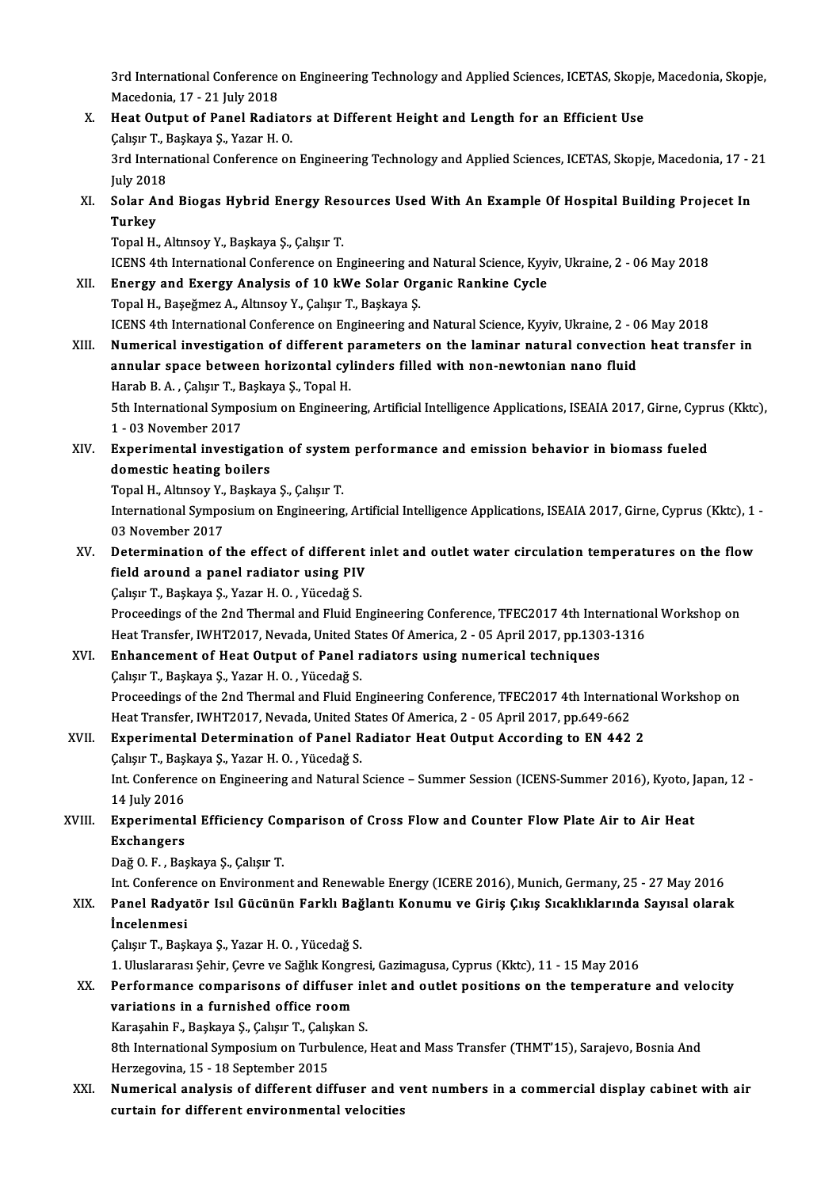3rd International Conference on Engineering Technology and Applied Sciences, ICETAS, Skopje, Macedonia, Skopje, Macedonia, 17 - 21 July 2018

X. **Heat Output of Panel Radiators at Different Height and Length for an Efficient Use**
Çalışır T., Başkaya Ş., Yazar H. O.
3rd International Conference on Engineering Technology and Applied Sciences, ICETAS, Skopje, Macedonia, 17 - 21 July 2018

XI. **Solar And Biogas Hybrid Energy Resources Used With An Example Of Hospital Building Projecet In Turkey**
Topal H., Altınsoy Y., Başkaya Ş., Çalışır T.
ICENS 4th International Conference on Engineering and Natural Science, Kyyiv, Ukraine, 2 - 06 May 2018

XII. **Energy and Exergy Analysis of 10 kWe Solar Organic Rankine Cycle**
Topal H., Başeğmez A., Altınsoy Y., Çalışır T., Başkaya Ş.
ICENS 4th International Conference on Engineering and Natural Science, Kyyiv, Ukraine, 2 - 06 May 2018

XIII. **Numerical investigation of different parameters on the laminar natural convection heat transfer in annular space between horizontal cylinders filled with non-newtonian nano fluid**
Harab B. A. , Çalışır T., Başkaya Ş., Topal H.
5th International Symposium on Engineering, Artificial Intelligence Applications, ISEAIA 2017, Girne, Cyprus (Kktc), 1 - 03 November 2017

XIV. **Experimental investigation of system performance and emission behavior in biomass fueled domestic heating boilers**
Topal H., Altınsoy Y., Başkaya Ş., Çalışır T.
International Symposium on Engineering, Artificial Intelligence Applications, ISEAIA 2017, Girne, Cyprus (Kktc), 1 - 03 November 2017

XV. **Determination of the effect of different inlet and outlet water circulation temperatures on the flow field around a panel radiator using PIV**
Çalışır T., Başkaya Ş., Yazar H. O. , Yücedağ S.
Proceedings of the 2nd Thermal and Fluid Engineering Conference, TFEC2017 4th International Workshop on Heat Transfer, IWHT2017, Nevada, United States Of America, 2 - 05 April 2017, pp.1303-1316

XVI. **Enhancement of Heat Output of Panel radiators using numerical techniques**
Çalışır T., Başkaya Ş., Yazar H. O. , Yücedağ S.
Proceedings of the 2nd Thermal and Fluid Engineering Conference, TFEC2017 4th International Workshop on Heat Transfer, IWHT2017, Nevada, United States Of America, 2 - 05 April 2017, pp.649-662

XVII. **Experimental Determination of Panel Radiator Heat Output According to EN 442 2**
Çalışır T., Başkaya Ş., Yazar H. O. , Yücedağ S.
Int. Conference on Engineering and Natural Science – Summer Session (ICENS-Summer 2016), Kyoto, Japan, 12 - 14 July 2016

XVIII. **Experimental Efficiency Comparison of Cross Flow and Counter Flow Plate Air to Air Heat Exchangers**
Dağ O. F. , Başkaya Ş., Çalışır T.
Int. Conference on Environment and Renewable Energy (ICERE 2016), Munich, Germany, 25 - 27 May 2016

XIX. **Panel Radyatör Isıl Gücünün Farklı Bağlantı Konumu ve Giriş Çıkış Sıcaklıklarında Sayısal olarak İncelenmesi**
Çalışır T., Başkaya Ş., Yazar H. O. , Yücedağ S.
1. Uluslararası Şehir, Çevre ve Sağlık Kongresi, Gazimagusa, Cyprus (Kktc), 11 - 15 May 2016

XX. **Performance comparisons of diffuser inlet and outlet positions on the temperature and velocity variations in a furnished office room**
Karaşahin F., Başkaya Ş., Çalışır T., Çalışkan S.
8th International Symposium on Turbulence, Heat and Mass Transfer (THMT'15), Sarajevo, Bosnia And Herzegovina, 15 - 18 September 2015

XXI. **Numerical analysis of different diffuser and vent numbers in a commercial display cabinet with air curtain for different environmental velocities**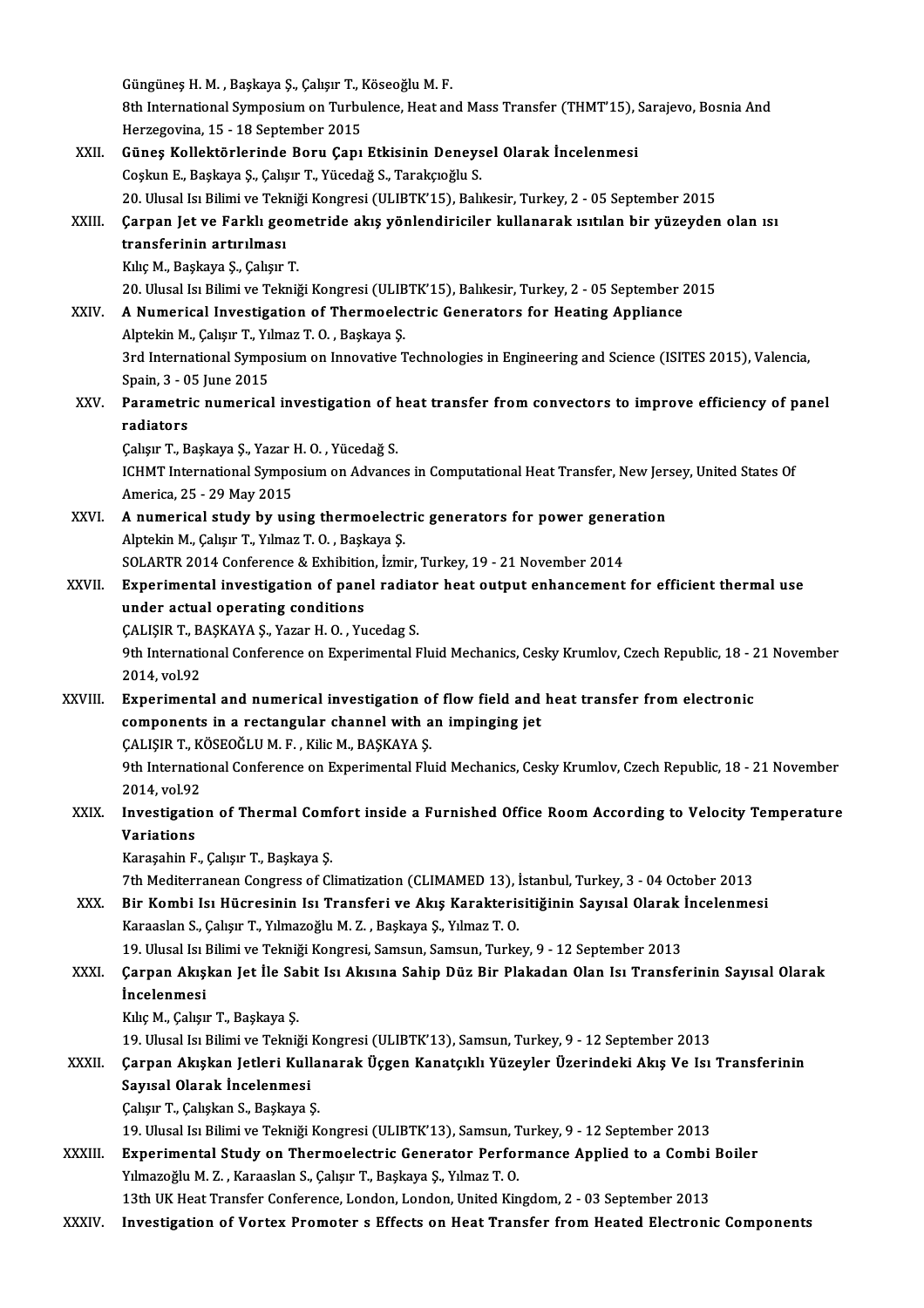Güngüneş H. M. , Başkaya Ş., Çalışır T., Köseoğlu M. F.
8th International Symposium on Turbulence, Heat and Mass Transfer (THMT'15), Sarajevo, Bosnia And Herzegovina, 15 - 18 September 2015

XXII. **Güneş Kollektörlerinde Boru Çapı Etkisinin Deneysel Olarak İncelenmesi**
Coşkun E., Başkaya Ş., Çalışır T., Yücedağ S., Tarakçıoğlu S.
20. Ulusal Isı Bilimi ve Tekniği Kongresi (ULIBTK'15), Balıkesir, Turkey, 2 - 05 September 2015

XXIII. **Çarpan Jet ve Farklı geometride akış yönlendiriciler kullanarak ısıtılan bir yüzeyden olan ısı transferinin artırılması**
Kılıç M., Başkaya Ş., Çalışır T.
20. Ulusal Isı Bilimi ve Tekniği Kongresi (ULIBTK'15), Balıkesir, Turkey, 2 - 05 September 2015

XXIV. **A Numerical Investigation of Thermoelectric Generators for Heating Appliance**
Alptekin M., Çalışır T., Yılmaz T. O. , Başkaya Ş.
3rd International Symposium on Innovative Technologies in Engineering and Science (ISITES 2015), Valencia, Spain, 3 - 05 June 2015

XXV. **Parametric numerical investigation of heat transfer from convectors to improve efficiency of panel radiators**
Çalışır T., Başkaya Ş., Yazar H. O. , Yücedağ S.
ICHMT International Symposium on Advances in Computational Heat Transfer, New Jersey, United States Of America, 25 - 29 May 2015

XXVI. **A numerical study by using thermoelectric generators for power generation**
Alptekin M., Çalışır T., Yılmaz T. O. , Başkaya Ş.
SOLARTR 2014 Conference & Exhibition, İzmir, Turkey, 19 - 21 November 2014

XXVII. **Experimental investigation of panel radiator heat output enhancement for efficient thermal use under actual operating conditions**
ÇALIŞIR T., BAŞKAYA Ş., Yazar H. O. , Yucedag S.
9th International Conference on Experimental Fluid Mechanics, Cesky Krumlov, Czech Republic, 18 - 21 November 2014, vol.92

XXVIII. **Experimental and numerical investigation of flow field and heat transfer from electronic components in a rectangular channel with an impinging jet**
ÇALIŞIR T., KÖSEOĞLU M. F. , Kilic M., BAŞKAYA Ş.
9th International Conference on Experimental Fluid Mechanics, Cesky Krumlov, Czech Republic, 18 - 21 November 2014, vol.92

XXIX. **Investigation of Thermal Comfort inside a Furnished Office Room According to Velocity Temperature Variations**
Karaşahin F., Çalışır T., Başkaya Ş.
7th Mediterranean Congress of Climatization (CLIMAMED 13), İstanbul, Turkey, 3 - 04 October 2013

XXX. **Bir Kombi Isı Hücresinin Isı Transferi ve Akış Karakterisitiğinin Sayısal Olarak İncelenmesi**
Karaaslan S., Çalışır T., Yılmazoğlu M. Z. , Başkaya Ş., Yılmaz T. O.
19. Ulusal Isı Bilimi ve Tekniği Kongresi, Samsun, Samsun, Turkey, 9 - 12 September 2013

XXXI. **Çarpan Akışkan Jet İle Sabit Isı Akısına Sahip Düz Bir Plakadan Olan Isı Transferinin Sayısal Olarak İncelenmesi**
Kılıç M., Çalışır T., Başkaya Ş.
19. Ulusal Isı Bilimi ve Tekniği Kongresi (ULIBTK'13), Samsun, Turkey, 9 - 12 September 2013

XXXII. **Çarpan Akışkan Jetleri Kullanarak Üçgen Kanatçıklı Yüzeyler Üzerindeki Akış Ve Isı Transferinin Sayısal Olarak İncelenmesi**
Çalışır T., Çalışkan S., Başkaya Ş.
19. Ulusal Isı Bilimi ve Tekniği Kongresi (ULIBTK'13), Samsun, Turkey, 9 - 12 September 2013

XXXIII. **Experimental Study on Thermoelectric Generator Performance Applied to a Combi Boiler**
Yılmazoğlu M. Z. , Karaaslan S., Çalışır T., Başkaya Ş., Yılmaz T. O.
13th UK Heat Transfer Conference, London, London, United Kingdom, 2 - 03 September 2013

XXXIV. **Investigation of Vortex Promoter s Effects on Heat Transfer from Heated Electronic Components**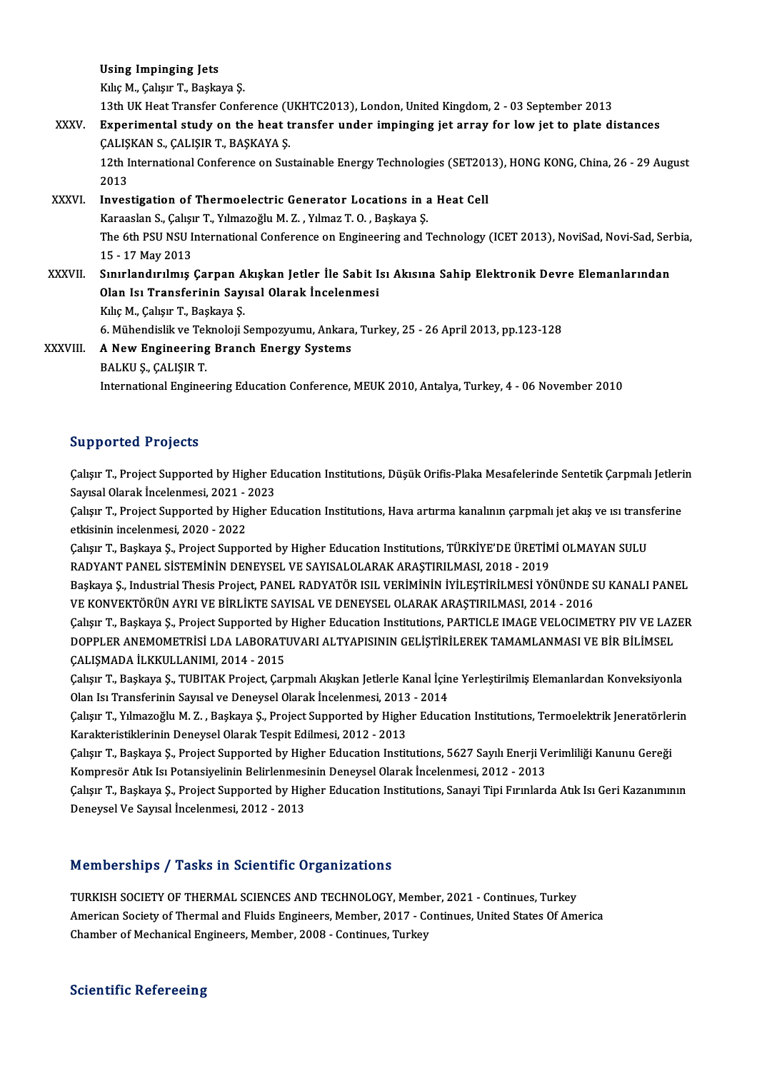Using Impinging Jets
Kılıç M., Çalışır T., Başkaya Ş.
13th UK Heat Transfer Conference (UKHTC2013), London, United Kingdom, 2 - 03 September 2013

XXXV. **Experimental study on the heat transfer under impinging jet array for low jet to plate distances**
ÇALIŞKAN S., ÇALIŞIR T., BAŞKAYA Ş.
12th International Conference on Sustainable Energy Technologies (SET2013), HONG KONG, China, 26 - 29 August 2013

XXXVI. **Investigation of Thermoelectric Generator Locations in a Heat Cell**
Karaaslan S., Çalışır T., Yılmazoğlu M. Z. , Yılmaz T. O. , Başkaya Ş.
The 6th PSU NSU International Conference on Engineering and Technology (ICET 2013), NoviSad, Novi-Sad, Serbia, 15 - 17 May 2013

XXXVII. **Sınırlandırılmış Çarpan Akışkan Jetler İle Sabit Isı Akısına Sahip Elektronik Devre Elemanlarından Olan Isı Transferinin Sayısal Olarak İncelenmesi**
Kılıç M., Çalışır T., Başkaya Ş.
6. Mühendislik ve Teknoloji Sempozyumu, Ankara, Turkey, 25 - 26 April 2013, pp.123-128

XXXVIII. **A New Engineering Branch Energy Systems**
BALKU Ş., ÇALIŞIR T.
International Engineering Education Conference, MEUK 2010, Antalya, Turkey, 4 - 06 November 2010

## Supported Projects

Çalışır T., Project Supported by Higher Education Institutions, Düşük Orifis-Plaka Mesafelerinde Sentetik Çarpmalı Jetlerin Sayısal Olarak İncelenmesi, 2021 - 2023

Çalışır T., Project Supported by Higher Education Institutions, Hava artırma kanalının çarpmalı jet akış ve ısı transferine etkisinin incelenmesi, 2020 - 2022

Çalışır T., Başkaya Ş., Project Supported by Higher Education Institutions, TÜRKİYE'DE ÜRETİMİ OLMAYAN SULU RADYANT PANEL SİSTEMİNİN DENEYSEL VE SAYISALOLARAK ARAŞTIRILMASI, 2018 - 2019

Başkaya Ş., Industrial Thesis Project, PANEL RADYATÖR ISIL VERİMİNİN İYİLEŞTİRİLMESİ YÖNÜNDE SU KANALI PANEL VE KONVEKTÖRÜN AYRI VE BİRLİKTE SAYISAL VE DENEYSEL OLARAK ARAŞTIRILMASI, 2014 - 2016

Çalışır T., Başkaya Ş., Project Supported by Higher Education Institutions, PARTICLE IMAGE VELOCIMETRY PIV VE LAZER DOPPLER ANEMOMETRİSİ LDA LABORATUVARI ALTYAPISININ GELİŞTİRİLEREK TAMAMLANMASI VE BİR BİLİMSEL ÇALIŞMADA İLKKULLANIMI, 2014 - 2015

Çalışır T., Başkaya Ş., TUBITAK Project, Çarpmalı Akışkan Jetlerle Kanal İçine Yerleştirilmiş Elemanlardan Konveksiyonla Olan Isı Transferinin Sayısal ve Deneysel Olarak İncelenmesi, 2013 - 2014

Çalışır T., Yılmazoğlu M. Z. , Başkaya Ş., Project Supported by Higher Education Institutions, Termoelektrik Jeneratörlerin Karakteristiklerinin Deneysel Olarak Tespit Edilmesi, 2012 - 2013

Çalışır T., Başkaya Ş., Project Supported by Higher Education Institutions, 5627 Sayılı Enerji Verimliliği Kanunu Gereği Kompresör Atık Isı Potansiyelinin Belirlenmesinin Deneysel Olarak İncelenmesi, 2012 - 2013

Çalışır T., Başkaya Ş., Project Supported by Higher Education Institutions, Sanayi Tipi Fırınlarda Atık Isı Geri Kazanımının Deneysel Ve Sayısal İncelenmesi, 2012 - 2013

## Memberships / Tasks in Scientific Organizations

TURKISH SOCIETY OF THERMAL SCIENCES AND TECHNOLOGY, Member, 2021 - Continues, Turkey
American Society of Thermal and Fluids Engineers, Member, 2017 - Continues, United States Of America
Chamber of Mechanical Engineers, Member, 2008 - Continues, Turkey

## Scientific Refereeing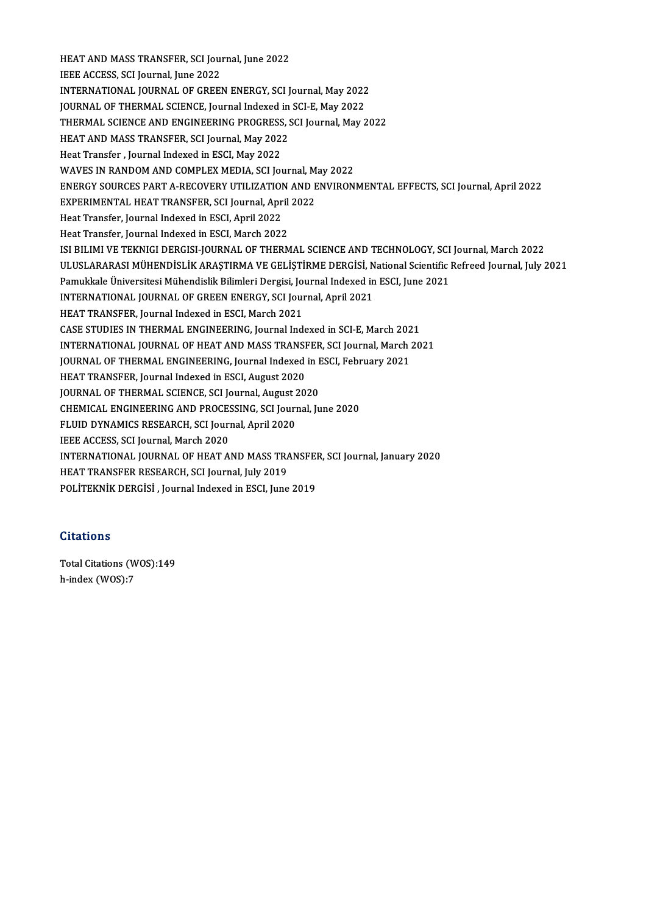HEAT AND MASS TRANSFER, SCI Journal, June 2022
IEEE ACCESS, SCI Journal, June 2022
INTERNATIONAL JOURNAL OF GREEN ENERGY, SCI Journal, May 2022
JOURNAL OF THERMAL SCIENCE, Journal Indexed in SCI-E, May 2022
THERMAL SCIENCE AND ENGINEERING PROGRESS, SCI Journal, May 2022
HEAT AND MASS TRANSFER, SCI Journal, May 2022
Heat Transfer , Journal Indexed in ESCI, May 2022
WAVES IN RANDOM AND COMPLEX MEDIA, SCI Journal, May 2022
ENERGY SOURCES PART A-RECOVERY UTILIZATION AND ENVIRONMENTAL EFFECTS, SCI Journal, April 2022
EXPERIMENTAL HEAT TRANSFER, SCI Journal, April 2022
Heat Transfer, Journal Indexed in ESCI, April 2022
Heat Transfer, Journal Indexed in ESCI, March 2022
ISI BILIMI VE TEKNIGI DERGISI-JOURNAL OF THERMAL SCIENCE AND TECHNOLOGY, SCI Journal, March 2022
ULUSLARARASI MÜHENDİSLİK ARAŞTIRMA VE GELİŞTİRME DERGİSİ, National Scientific Refreed Journal, July 2021
Pamukkale Üniversitesi Mühendislik Bilimleri Dergisi, Journal Indexed in ESCI, June 2021
INTERNATIONAL JOURNAL OF GREEN ENERGY, SCI Journal, April 2021
HEAT TRANSFER, Journal Indexed in ESCI, March 2021
CASE STUDIES IN THERMAL ENGINEERING, Journal Indexed in SCI-E, March 2021
INTERNATIONAL JOURNAL OF HEAT AND MASS TRANSFER, SCI Journal, March 2021
JOURNAL OF THERMAL ENGINEERING, Journal Indexed in ESCI, February 2021
HEAT TRANSFER, Journal Indexed in ESCI, August 2020
JOURNAL OF THERMAL SCIENCE, SCI Journal, August 2020
CHEMICAL ENGINEERING AND PROCESSING, SCI Journal, June 2020
FLUID DYNAMICS RESEARCH, SCI Journal, April 2020
IEEE ACCESS, SCI Journal, March 2020
INTERNATIONAL JOURNAL OF HEAT AND MASS TRANSFER, SCI Journal, January 2020
HEAT TRANSFER RESEARCH, SCI Journal, July 2019
POLİTEKNİK DERGİSİ , Journal Indexed in ESCI, June 2019

## Citations

Total Citations (WOS):149
h-index (WOS):7